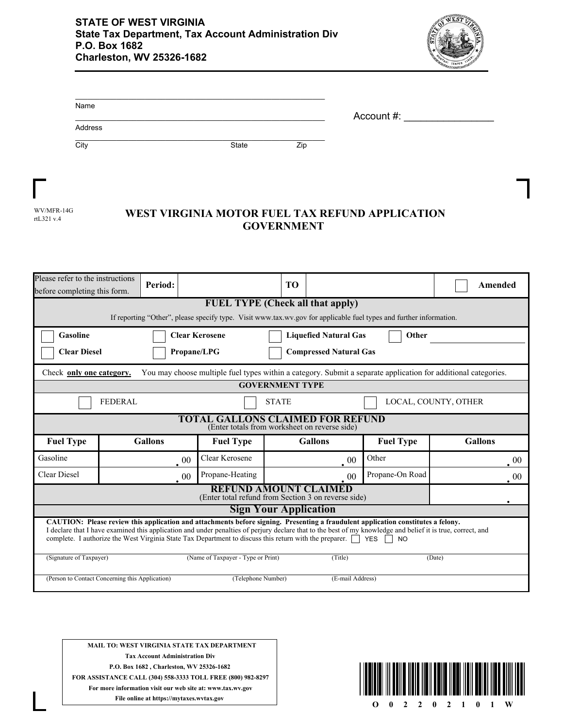**STATE OF WEST VIRGINIA**
**State Tax Department, Tax Account Administration Div**
**P.O. Box 1682**
**Charleston, WV 25326-1682**

Name ______________________________

Address ______________________________

City ______________ State ______ Zip ______

Account #: ________________

WV/MFR-14G
rtL321 v.4

# WEST VIRGINIA MOTOR FUEL TAX REFUND APPLICATION GOVERNMENT

| Please refer to the instructions before completing this form. | **Period:** | | **TO** | | ☐ **Amended** |
|---|---|---|---|---|---|

## FUEL TYPE (Check all that apply)

If reporting "Other", please specify type. Visit www.tax.wv.gov for applicable fuel types and further information.

| | | | |
|---|---|---|---|
| ☐ **Gasoline** | ☐ **Clear Kerosene** | ☐ **Liquefied Natural Gas** | ☐ **Other** ________ |
| ☐ **Clear Diesel** | ☐ **Propane/LPG** | ☐ **Compressed Natural Gas** | |

Check **only one category.** You may choose multiple fuel types within a category. Submit a separate application for additional categories.

## GOVERNMENT TYPE

☐ FEDERAL ☐ STATE ☐ LOCAL, COUNTY, OTHER

## TOTAL GALLONS CLAIMED FOR REFUND

(Enter totals from worksheet on reverse side)

| Fuel Type | Gallons | Fuel Type | Gallons | Fuel Type | Gallons |
|---|---|---|---|---|---|
| Gasoline | .00 | Clear Kerosene | .00 | Other | .00 |
| Clear Diesel | .00 | Propane-Heating | .00 | Propane-On Road | .00 |

## REFUND AMOUNT CLAIMED

(Enter total refund from Section 3 on reverse side) ________ .

## Sign Your Application

**CAUTION: Please review this application and attachments before signing. Presenting a fraudulent application constitutes a felony.**
I declare that I have examined this application and under penalties of perjury declare that to the best of my knowledge and belief it is true, correct, and complete. I authorize the West Virginia State Tax Department to discuss this return with the preparer. ☐ YES ☐ NO

(Signature of Taxpayer) (Name of Taxpayer - Type or Print) (Title) (Date)

(Person to Contact Concerning this Application) (Telephone Number) (E-mail Address)

**MAIL TO: WEST VIRGINIA STATE TAX DEPARTMENT**
**Tax Account Administration Div**
**P.O. Box 1682 , Charleston, WV 25326-1682**
**FOR ASSISTANCE CALL (304) 558-3333 TOLL FREE (800) 982-8297**
**For more information visit our web site at: www.tax.wv.gov**
**File online at https://mytaxes.wvtax.gov**

O 0 2 2 0 2 1 0 1 W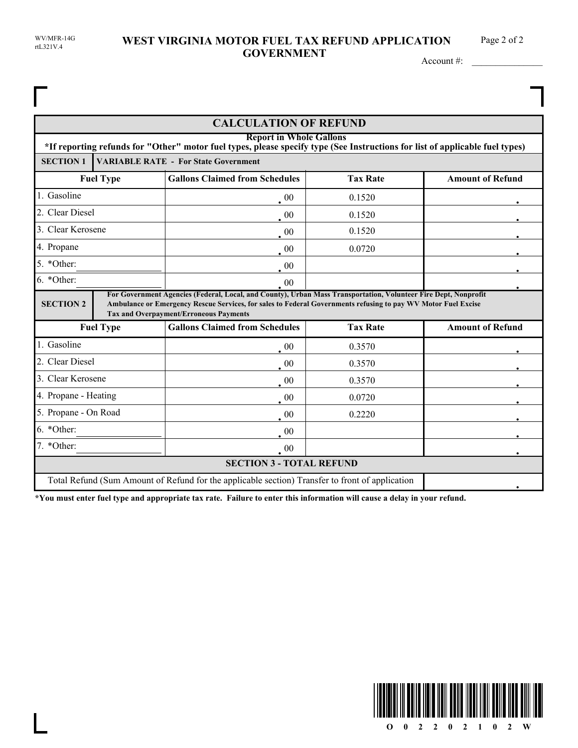WV/MFR-14G
rtL321V.4

# WEST VIRGINIA MOTOR FUEL TAX REFUND APPLICATION GOVERNMENT

Account #: _______________

## CALCULATION OF REFUND

**Report in Whole Gallons**

***If reporting refunds for "Other" motor fuel types, please specify type (See Instructions for list of applicable fuel types)**

**SECTION 1 VARIABLE RATE - For State Government**

| Fuel Type | Gallons Claimed from Schedules | Tax Rate | Amount of Refund |
|---|---|---|---|
| 1. Gasoline | .00 | 0.1520 | . |
| 2. Clear Diesel | .00 | 0.1520 | . |
| 3. Clear Kerosene | .00 | 0.1520 | . |
| 4. Propane | .00 | 0.0720 | . |
| 5. *Other: | .00 | | . |
| 6. *Other: | .00 | | . |

**SECTION 2 For Government Agencies (Federal, Local, and County), Urban Mass Transportation, Volunteer Fire Dept, Nonprofit Ambulance or Emergency Rescue Services, for sales to Federal Governments refusing to pay WV Motor Fuel Excise Tax and Overpayment/Erroneous Payments**

| Fuel Type | Gallons Claimed from Schedules | Tax Rate | Amount of Refund |
|---|---|---|---|
| 1. Gasoline | .00 | 0.3570 | . |
| 2. Clear Diesel | .00 | 0.3570 | . |
| 3. Clear Kerosene | .00 | 0.3570 | . |
| 4. Propane - Heating | .00 | 0.0720 | . |
| 5. Propane - On Road | .00 | 0.2220 | . |
| 6. *Other: | .00 | | . |
| 7. *Other: | .00 | | . |

**SECTION 3 - TOTAL REFUND**

| | |
|---|---|
| Total Refund (Sum Amount of Refund for the applicable section) Transfer to front of application | . |

***You must enter fuel type and appropriate tax rate. Failure to enter this information will cause a delay in your refund.**

O 0 2 2 0 2 1 0 2 W